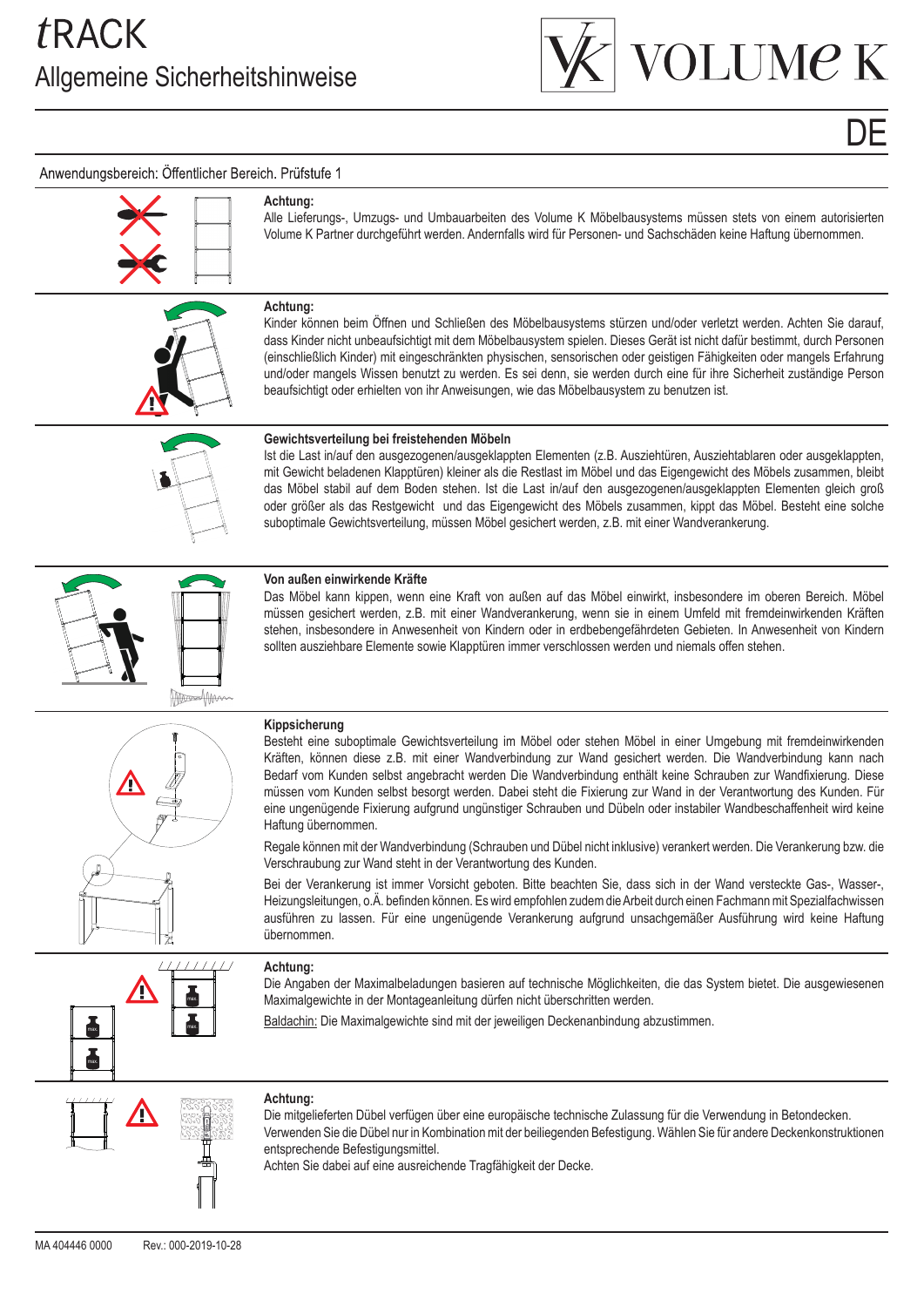# *t*RACK

## Allgemeine Sicherheitshinweise

VOLUMe K

DE

Anwendungsbereich: Öffentlicher Bereich. Prüfstufe 1

**Achtung:**
Alle Lieferungs-, Umzugs- und Umbauarbeiten des Volume K Möbelbausystems müssen stets von einem autorisierten Volume K Partner durchgeführt werden. Andernfalls wird für Personen- und Sachschäden keine Haftung übernommen.

**Achtung:**
Kinder können beim Öffnen und Schließen des Möbelbausystems stürzen und/oder verletzt werden. Achten Sie darauf, dass Kinder nicht unbeaufsichtigt mit dem Möbelbausystem spielen. Dieses Gerät ist nicht dafür bestimmt, durch Personen (einschließlich Kinder) mit eingeschränkten physischen, sensorischen oder geistigen Fähigkeiten oder mangels Erfahrung und/oder mangels Wissen benutzt zu werden. Es sei denn, sie werden durch eine für ihre Sicherheit zuständige Person beaufsichtigt oder erhielten von ihr Anweisungen, wie das Möbelbausystem zu benutzen ist.

**Gewichtsverteilung bei freistehenden Möbeln**
Ist die Last in/auf den ausgezogenen/ausgeklappten Elementen (z.B. Ausziehtüren, Ausziehtablaren oder ausgeklappten, mit Gewicht beladenen Klapptüren) kleiner als die Restlast im Möbel und das Eigengewicht des Möbels zusammen, bleibt das Möbel stabil auf dem Boden stehen. Ist die Last in/auf den ausgezogenen/ausgeklappten Elementen gleich groß oder größer als das Restgewicht und das Eigengewicht des Möbels zusammen, kippt das Möbel. Besteht eine solche suboptimale Gewichtsverteilung, müssen Möbel gesichert werden, z.B. mit einer Wandverankerung.

**Von außen einwirkende Kräfte**
Das Möbel kann kippen, wenn eine Kraft von außen auf das Möbel einwirkt, insbesondere im oberen Bereich. Möbel müssen gesichert werden, z.B. mit einer Wandverankerung, wenn sie in einem Umfeld mit fremdeinwirkenden Kräften stehen, insbesondere in Anwesenheit von Kindern oder in erdbebengefährdeten Gebieten. In Anwesenheit von Kindern sollten ausziehbare Elemente sowie Klapptüren immer verschlossen werden und niemals offen stehen.

**Kippsicherung**
Besteht eine suboptimale Gewichtsverteilung im Möbel oder stehen Möbel in einer Umgebung mit fremdeinwirkenden Kräften, können diese z.B. mit einer Wandverbindung zur Wand gesichert werden. Die Wandverbindung kann nach Bedarf vom Kunden selbst angebracht werden Die Wandverbindung enthält keine Schrauben zur Wandfixierung. Diese müssen vom Kunden selbst besorgt werden. Dabei steht die Fixierung zur Wand in der Verantwortung des Kunden. Für eine ungenügende Fixierung aufgrund ungünstiger Schrauben und Dübeln oder instabiler Wandbeschaffenheit wird keine Haftung übernommen.

Regale können mit der Wandverbindung (Schrauben und Dübel nicht inklusive) verankert werden. Die Verankerung bzw. die Verschraubung zur Wand steht in der Verantwortung des Kunden.

Bei der Verankerung ist immer Vorsicht geboten. Bitte beachten Sie, dass sich in der Wand versteckte Gas-, Wasser-, Heizungsleitungen, o.Ä. befinden können. Es wird empfohlen zudem die Arbeit durch einen Fachmann mit Spezialfachwissen ausführen zu lassen. Für eine ungenügende Verankerung aufgrund unsachgemäßer Ausführung wird keine Haftung übernommen.

**Achtung:**
Die Angaben der Maximalbeladungen basieren auf technische Möglichkeiten, die das System bietet. Die ausgewiesenen Maximalgewichte in der Montageanleitung dürfen nicht überschritten werden.

Baldachin: Die Maximalgewichte sind mit der jeweiligen Deckenanbindung abzustimmen.

**Achtung:**
Die mitgelieferten Dübel verfügen über eine europäische technische Zulassung für die Verwendung in Betondecken. Verwenden Sie die Dübel nur in Kombination mit der beiliegenden Befestigung. Wählen Sie für andere Deckenkonstruktionen entsprechende Befestigungsmittel.
Achten Sie dabei auf eine ausreichende Tragfähigkeit der Decke.

MA 404446 0000 Rev.: 000-2019-10-28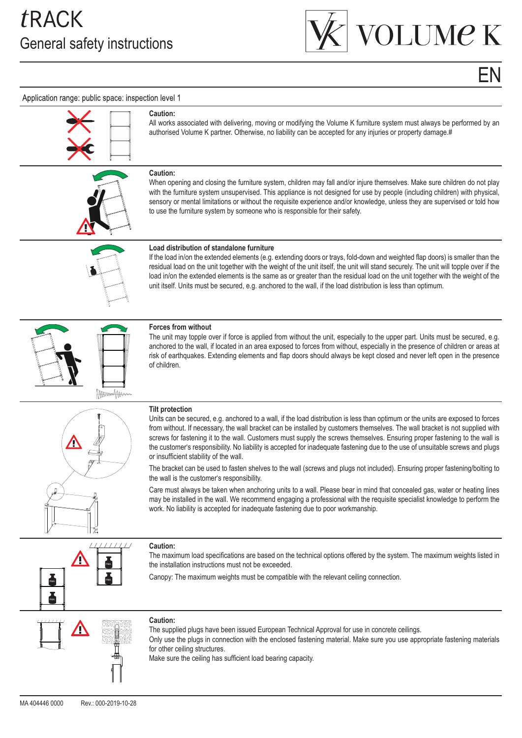# *t*RACK

## General safety instructions

VOLUMe K

EN

Application range: public space: inspection level 1

**Caution:**
All works associated with delivering, moving or modifying the Volume K furniture system must always be performed by an authorised Volume K partner. Otherwise, no liability can be accepted for any injuries or property damage.#

**Caution:**
When opening and closing the furniture system, children may fall and/or injure themselves. Make sure children do not play with the furniture system unsupervised. This appliance is not designed for use by people (including children) with physical, sensory or mental limitations or without the requisite experience and/or knowledge, unless they are supervised or told how to use the furniture system by someone who is responsible for their safety.

**Load distribution of standalone furniture**
If the load in/on the extended elements (e.g. extending doors or trays, fold-down and weighted flap doors) is smaller than the residual load on the unit together with the weight of the unit itself, the unit will stand securely. The unit will topple over if the load in/on the extended elements is the same as or greater than the residual load on the unit together with the weight of the unit itself. Units must be secured, e.g. anchored to the wall, if the load distribution is less than optimum.

**Forces from without**
The unit may topple over if force is applied from without the unit, especially to the upper part. Units must be secured, e.g. anchored to the wall, if located in an area exposed to forces from without, especially in the presence of children or areas at risk of earthquakes. Extending elements and flap doors should always be kept closed and never left open in the presence of children.

**Tilt protection**
Units can be secured, e.g. anchored to a wall, if the load distribution is less than optimum or the units are exposed to forces from without. If necessary, the wall bracket can be installed by customers themselves. The wall bracket is not supplied with screws for fastening it to the wall. Customers must supply the screws themselves. Ensuring proper fastening to the wall is the customer's responsibility. No liability is accepted for inadequate fastening due to the use of unsuitable screws and plugs or insufficient stability of the wall.

The bracket can be used to fasten shelves to the wall (screws and plugs not included). Ensuring proper fastening/bolting to the wall is the customer's responsibility.

Care must always be taken when anchoring units to a wall. Please bear in mind that concealed gas, water or heating lines may be installed in the wall. We recommend engaging a professional with the requisite specialist knowledge to perform the work. No liability is accepted for inadequate fastening due to poor workmanship.

**Caution:**
The maximum load specifications are based on the technical options offered by the system. The maximum weights listed in the installation instructions must not be exceeded.

Canopy: The maximum weights must be compatible with the relevant ceiling connection.

**Caution:**
The supplied plugs have been issued European Technical Approval for use in concrete ceilings.
Only use the plugs in connection with the enclosed fastening material. Make sure you use appropriate fastening materials for other ceiling structures.
Make sure the ceiling has sufficient load bearing capacity.

MA 404446 0000 Rev.: 000-2019-10-28